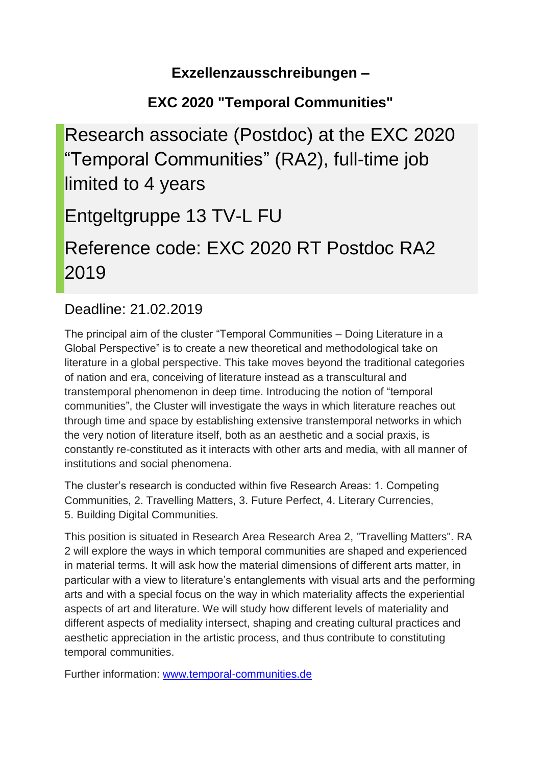## Exzellenzausschreibungen –

## EXC 2020 "Temporal Communities"

# Research associate (Postdoc) at the EXC 2020 “Temporal Communities” (RA2), full-time job limited to 4 years

# Entgeltgruppe 13 TV-L FU

# Reference code: EXC 2020 RT Postdoc RA2 2019

## Deadline: 21.02.2019

The principal aim of the cluster “Temporal Communities – Doing Literature in a Global Perspective” is to create a new theoretical and methodological take on literature in a global perspective. This take moves beyond the traditional categories of nation and era, conceiving of literature instead as a transcultural and transtemporal phenomenon in deep time. Introducing the notion of “temporal communities”, the Cluster will investigate the ways in which literature reaches out through time and space by establishing extensive transtemporal networks in which the very notion of literature itself, both as an aesthetic and a social praxis, is constantly re-constituted as it interacts with other arts and media, with all manner of institutions and social phenomena.

The cluster’s research is conducted within five Research Areas: 1. Competing Communities, 2. Travelling Matters, 3. Future Perfect, 4. Literary Currencies, 5. Building Digital Communities.

This position is situated in Research Area Research Area 2, "Travelling Matters". RA 2 will explore the ways in which temporal communities are shaped and experienced in material terms. It will ask how the material dimensions of different arts matter, in particular with a view to literature’s entanglements with visual arts and the performing arts and with a special focus on the way in which materiality affects the experiential aspects of art and literature. We will study how different levels of materiality and different aspects of mediality intersect, shaping and creating cultural practices and aesthetic appreciation in the artistic process, and thus contribute to constituting temporal communities.

Further information: [www.temporal-communities.de](http://www.temporal-communities.de)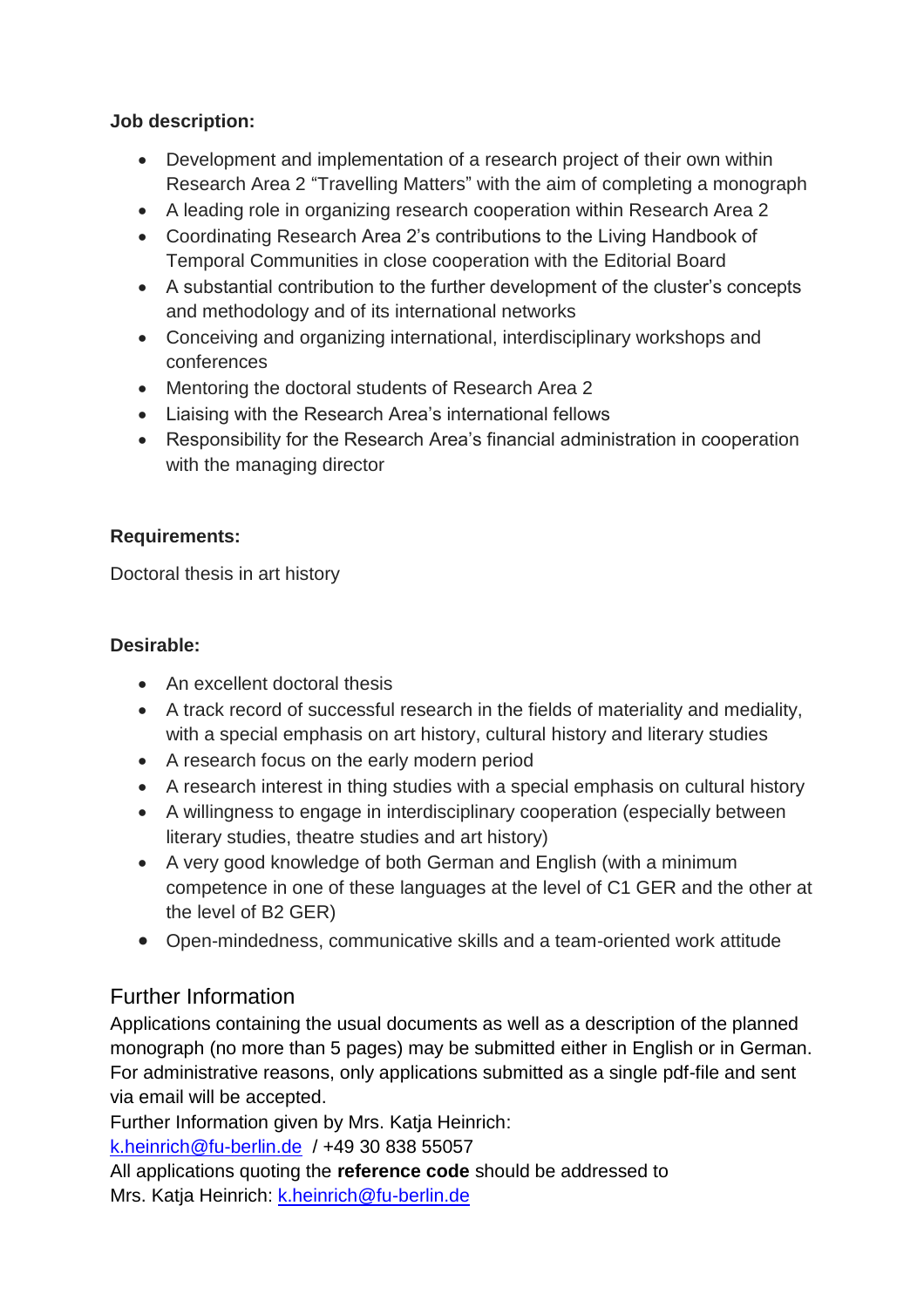**Job description:**

- Development and implementation of a research project of their own within Research Area 2 “Travelling Matters” with the aim of completing a monograph
- A leading role in organizing research cooperation within Research Area 2
- Coordinating Research Area 2’s contributions to the Living Handbook of Temporal Communities in close cooperation with the Editorial Board
- A substantial contribution to the further development of the cluster’s concepts and methodology and of its international networks
- Conceiving and organizing international, interdisciplinary workshops and conferences
- Mentoring the doctoral students of Research Area 2
- Liaising with the Research Area’s international fellows
- Responsibility for the Research Area’s financial administration in cooperation with the managing director

**Requirements:**

Doctoral thesis in art history

**Desirable:**

- An excellent doctoral thesis
- A track record of successful research in the fields of materiality and mediality, with a special emphasis on art history, cultural history and literary studies
- A research focus on the early modern period
- A research interest in thing studies with a special emphasis on cultural history
- A willingness to engage in interdisciplinary cooperation (especially between literary studies, theatre studies and art history)
- A very good knowledge of both German and English (with a minimum competence in one of these languages at the level of C1 GER and the other at the level of B2 GER)
- Open-mindedness, communicative skills and a team-oriented work attitude

## Further Information

Applications containing the usual documents as well as a description of the planned monograph (no more than 5 pages) may be submitted either in English or in German. For administrative reasons, only applications submitted as a single pdf-file and sent via email will be accepted.

Further Information given by Mrs. Katja Heinrich:
k.heinrich@fu-berlin.de / +49 30 838 55057

All applications quoting the **reference code** should be addressed to
Mrs. Katja Heinrich: k.heinrich@fu-berlin.de